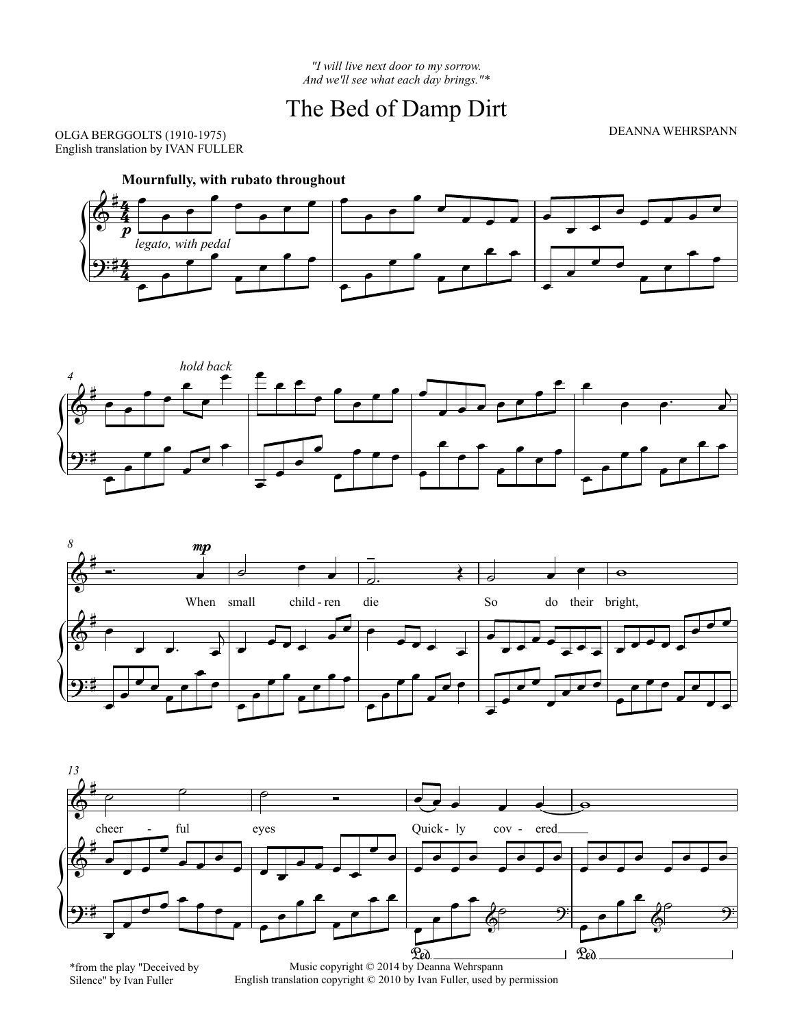*"I will live next door to my sorrow.*
*And we'll see what each day brings."\**

# The Bed of Damp Dirt

OLGA BERGGOLTS (1910-1975)
English translation by IVAN FULLER

DEANNA WEHRSPANN

\*from the play "Deceived by Silence" by Ivan Fuller

Music copyright © 2014 by Deanna Wehrspann
English translation copyright © 2010 by Ivan Fuller, used by permission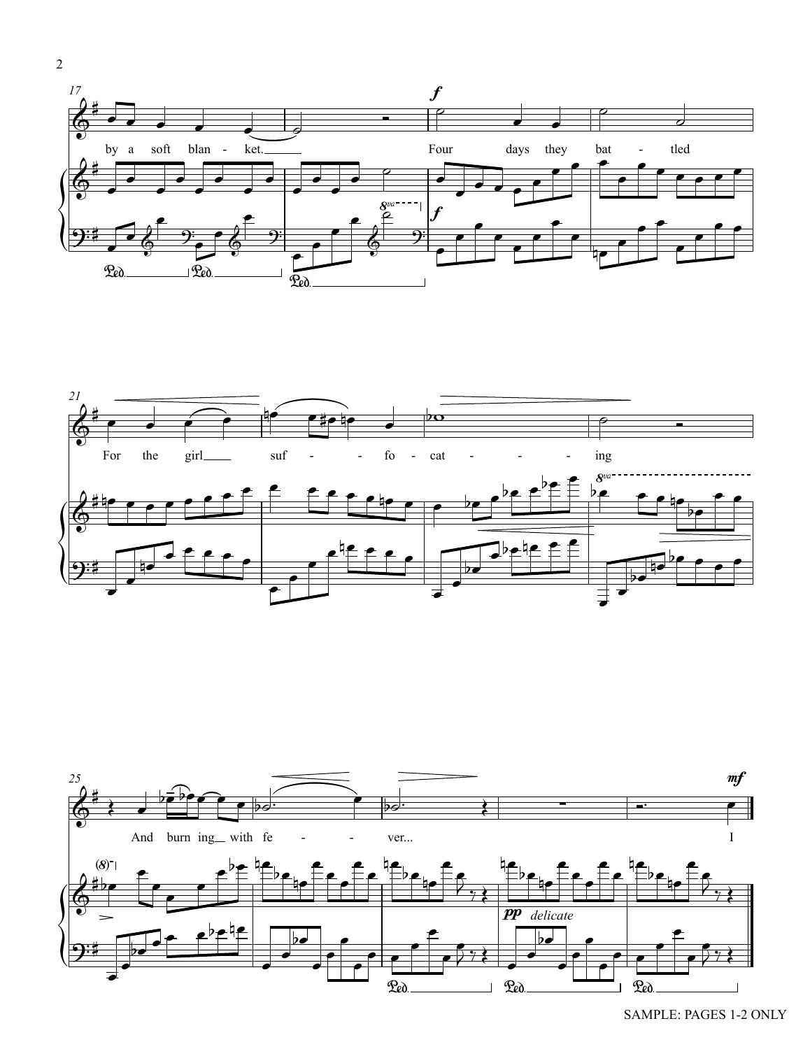by a soft blan - ket.

Four days they bat - tled

For the girl suf - - - fo - cat - - - - ing

And burn ing with fe - - - ver...

I

SAMPLE: PAGES 1-2 ONLY